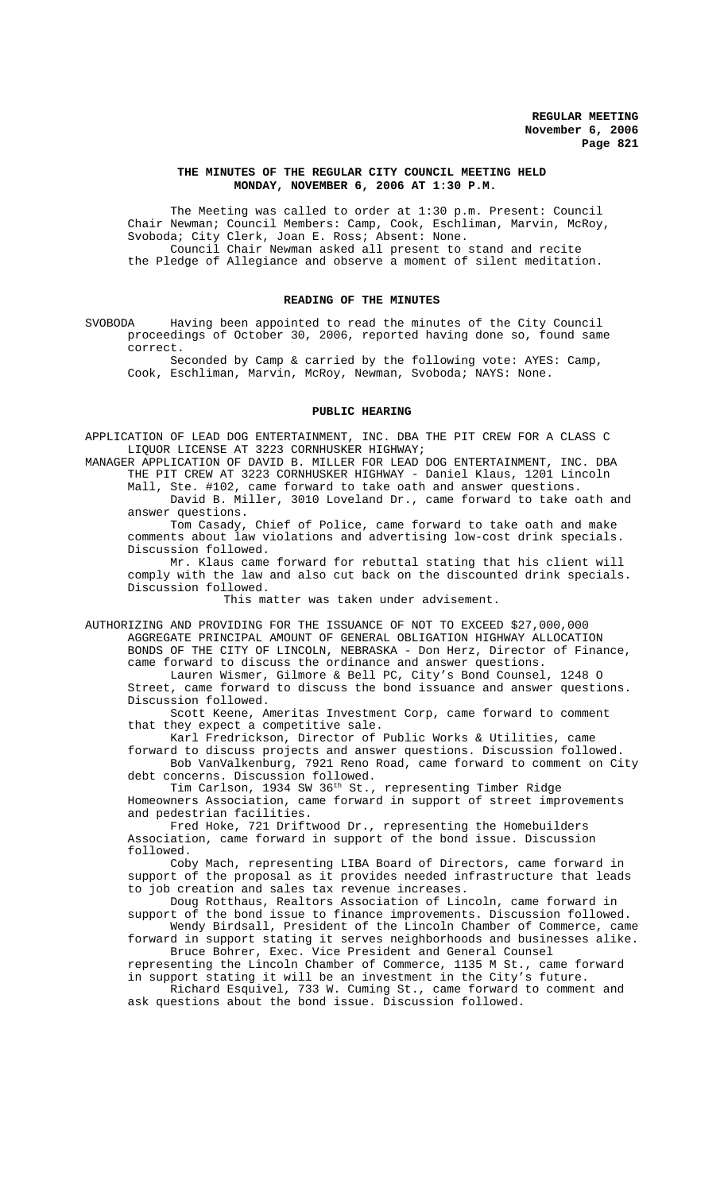**THE MINUTES OF THE REGULAR CITY COUNCIL MEETING HELD MONDAY, NOVEMBER 6, 2006 AT 1:30 P.M.**

The Meeting was called to order at 1:30 p.m. Present: Council Chair Newman; Council Members: Camp, Cook, Eschliman, Marvin, McRoy, Svoboda; City Clerk, Joan E. Ross; Absent: None.

Council Chair Newman asked all present to stand and recite the Pledge of Allegiance and observe a moment of silent meditation.

**READING OF THE MINUTES**

SVOBODA Having been appointed to read the minutes of the City Council proceedings of October 30, 2006, reported having done so, found same correct.

Seconded by Camp & carried by the following vote: AYES: Camp, Cook, Eschliman, Marvin, McRoy, Newman, Svoboda; NAYS: None.

**PUBLIC HEARING**

APPLICATION OF LEAD DOG ENTERTAINMENT, INC. DBA THE PIT CREW FOR A CLASS C LIQUOR LICENSE AT 3223 CORNHUSKER HIGHWAY;

MANAGER APPLICATION OF DAVID B. MILLER FOR LEAD DOG ENTERTAINMENT, INC. DBA THE PIT CREW AT 3223 CORNHUSKER HIGHWAY - Daniel Klaus, 1201 Lincoln Mall, Ste. #102, came forward to take oath and answer questions.

David B. Miller, 3010 Loveland Dr., came forward to take oath and answer questions.

Tom Casady, Chief of Police, came forward to take oath and make comments about law violations and advertising low-cost drink specials. Discussion followed.

Mr. Klaus came forward for rebuttal stating that his client will comply with the law and also cut back on the discounted drink specials. Discussion followed.

This matter was taken under advisement.

AUTHORIZING AND PROVIDING FOR THE ISSUANCE OF NOT TO EXCEED $27,000,000 AGGREGATE PRINCIPAL AMOUNT OF GENERAL OBLIGATION HIGHWAY ALLOCATION BONDS OF THE CITY OF LINCOLN, NEBRASKA - Don Herz, Director of Finance, came forward to discuss the ordinance and answer questions.

Lauren Wismer, Gilmore & Bell PC, City's Bond Counsel, 1248 O Street, came forward to discuss the bond issuance and answer questions. Discussion followed.

Scott Keene, Ameritas Investment Corp, came forward to comment that they expect a competitive sale.

Karl Fredrickson, Director of Public Works & Utilities, came forward to discuss projects and answer questions. Discussion followed.

Bob VanValkenburg, 7921 Reno Road, came forward to comment on City debt concerns. Discussion followed.

Tim Carlson, 1934 SW 36th St., representing Timber Ridge Homeowners Association, came forward in support of street improvements and pedestrian facilities.

Fred Hoke, 721 Driftwood Dr., representing the Homebuilders Association, came forward in support of the bond issue. Discussion followed.

Coby Mach, representing LIBA Board of Directors, came forward in support of the proposal as it provides needed infrastructure that leads to job creation and sales tax revenue increases.

Doug Rotthaus, Realtors Association of Lincoln, came forward in support of the bond issue to finance improvements. Discussion followed.

Wendy Birdsall, President of the Lincoln Chamber of Commerce, came forward in support stating it serves neighborhoods and businesses alike.

Bruce Bohrer, Exec. Vice President and General Counsel representing the Lincoln Chamber of Commerce, 1135 M St., came forward in support stating it will be an investment in the City's future.

Richard Esquivel, 733 W. Cuming St., came forward to comment and ask questions about the bond issue. Discussion followed.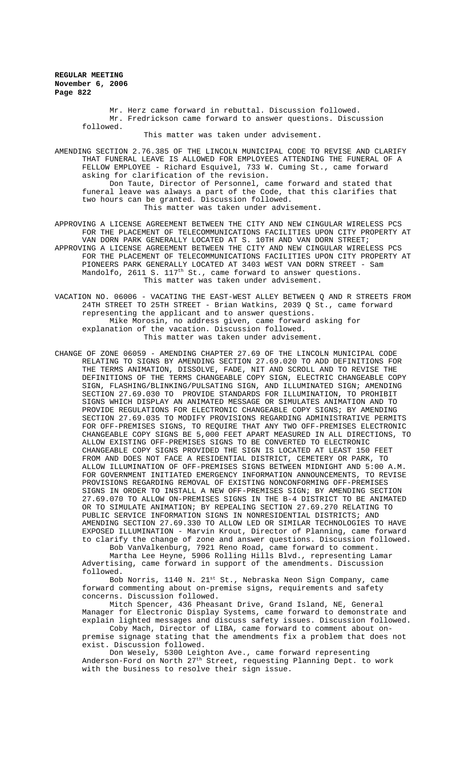Mr. Herz came forward in rebuttal. Discussion followed.
Mr. Fredrickson came forward to answer questions. Discussion followed.
This matter was taken under advisement.

AMENDING SECTION 2.76.385 OF THE LINCOLN MUNICIPAL CODE TO REVISE AND CLARIFY THAT FUNERAL LEAVE IS ALLOWED FOR EMPLOYEES ATTENDING THE FUNERAL OF A FELLOW EMPLOYEE - Richard Esquivel, 733 W. Cuming St., came forward asking for clarification of the revision.
Don Taute, Director of Personnel, came forward and stated that funeral leave was always a part of the Code, that this clarifies that two hours can be granted. Discussion followed.
This matter was taken under advisement.

APPROVING A LICENSE AGREEMENT BETWEEN THE CITY AND NEW CINGULAR WIRELESS PCS FOR THE PLACEMENT OF TELECOMMUNICATIONS FACILITIES UPON CITY PROPERTY AT VAN DORN PARK GENERALLY LOCATED AT S. 10TH AND VAN DORN STREET;
APPROVING A LICENSE AGREEMENT BETWEEN THE CITY AND NEW CINGULAR WIRELESS PCS FOR THE PLACEMENT OF TELECOMMUNICATIONS FACILITIES UPON CITY PROPERTY AT PIONEERS PARK GENERALLY LOCATED AT 3403 WEST VAN DORN STREET - Sam Mandolfo, 2611 S. 117th St., came forward to answer questions.
This matter was taken under advisement.

VACATION NO. 06006 - VACATING THE EAST-WEST ALLEY BETWEEN Q AND R STREETS FROM 24TH STREET TO 25TH STREET - Brian Watkins, 2039 Q St., came forward representing the applicant and to answer questions.
Mike Morosin, no address given, came forward asking for explanation of the vacation. Discussion followed.
This matter was taken under advisement.

CHANGE OF ZONE 06059 - AMENDING CHAPTER 27.69 OF THE LINCOLN MUNICIPAL CODE RELATING TO SIGNS BY AMENDING SECTION 27.69.020 TO ADD DEFINITIONS FOR THE TERMS ANIMATION, DISSOLVE, FADE, NIT AND SCROLL AND TO REVISE THE DEFINITIONS OF THE TERMS CHANGEABLE COPY SIGN, ELECTRIC CHANGEABLE COPY SIGN, FLASHING/BLINKING/PULSATING SIGN, AND ILLUMINATED SIGN; AMENDING SECTION 27.69.030 TO PROVIDE STANDARDS FOR ILLUMINATION, TO PROHIBIT SIGNS WHICH DISPLAY AN ANIMATED MESSAGE OR SIMULATES ANIMATION AND TO PROVIDE REGULATIONS FOR ELECTRONIC CHANGEABLE COPY SIGNS; BY AMENDING SECTION 27.69.035 TO MODIFY PROVISIONS REGARDING ADMINISTRATIVE PERMITS FOR OFF-PREMISES SIGNS, TO REQUIRE THAT ANY TWO OFF-PREMISES ELECTRONIC CHANGEABLE COPY SIGNS BE 5,000 FEET APART MEASURED IN ALL DIRECTIONS, TO ALLOW EXISTING OFF-PREMISES SIGNS TO BE CONVERTED TO ELECTRONIC CHANGEABLE COPY SIGNS PROVIDED THE SIGN IS LOCATED AT LEAST 150 FEET FROM AND DOES NOT FACE A RESIDENTIAL DISTRICT, CEMETERY OR PARK, TO ALLOW ILLUMINATION OF OFF-PREMISES SIGNS BETWEEN MIDNIGHT AND 5:00 A.M. FOR GOVERNMENT INITIATED EMERGENCY INFORMATION ANNOUNCEMENTS, TO REVISE PROVISIONS REGARDING REMOVAL OF EXISTING NONCONFORMING OFF-PREMISES SIGNS IN ORDER TO INSTALL A NEW OFF-PREMISES SIGN; BY AMENDING SECTION 27.69.070 TO ALLOW ON-PREMISES SIGNS IN THE B-4 DISTRICT TO BE ANIMATED OR TO SIMULATE ANIMATION; BY REPEALING SECTION 27.69.270 RELATING TO PUBLIC SERVICE INFORMATION SIGNS IN NONRESIDENTIAL DISTRICTS; AND AMENDING SECTION 27.69.330 TO ALLOW LED OR SIMILAR TECHNOLOGIES TO HAVE EXPOSED ILLUMINATION - Marvin Krout, Director of Planning, came forward to clarify the change of zone and answer questions. Discussion followed.
Bob VanValkenburg, 7921 Reno Road, came forward to comment.
Martha Lee Heyne, 5906 Rolling Hills Blvd., representing Lamar Advertising, came forward in support of the amendments. Discussion followed.
Bob Norris, 1140 N. 21st St., Nebraska Neon Sign Company, came forward commenting about on-premise signs, requirements and safety concerns. Discussion followed.
Mitch Spencer, 436 Pheasant Drive, Grand Island, NE, General Manager for Electronic Display Systems, came forward to demonstrate and explain lighted messages and discuss safety issues. Discussion followed.
Coby Mach, Director of LIBA, came forward to comment about on-premise signage stating that the amendments fix a problem that does not exist. Discussion followed.
Don Wesely, 5300 Leighton Ave., came forward representing Anderson-Ford on North 27th Street, requesting Planning Dept. to work with the business to resolve their sign issue.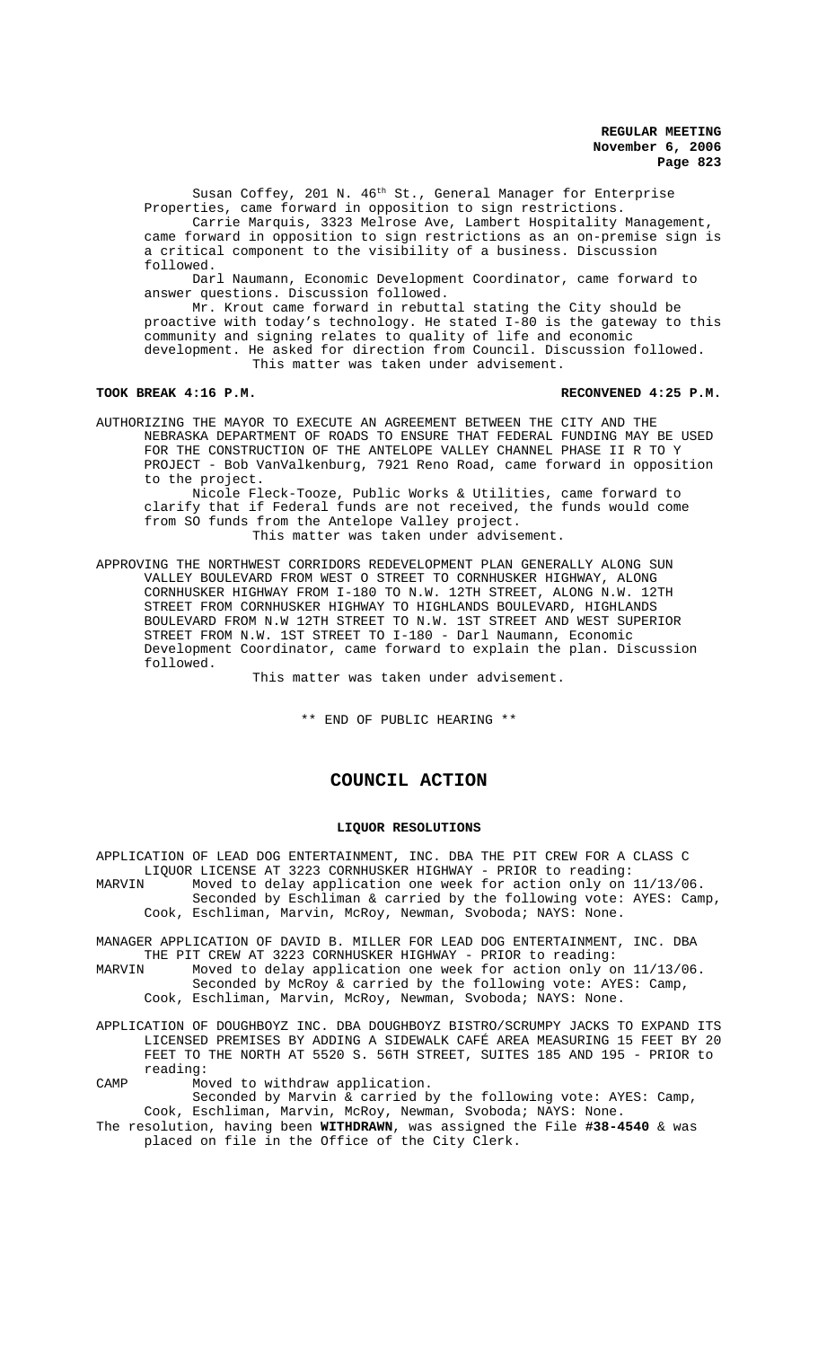Susan Coffey, 201 N. 46th St., General Manager for Enterprise Properties, came forward in opposition to sign restrictions.

Carrie Marquis, 3323 Melrose Ave, Lambert Hospitality Management, came forward in opposition to sign restrictions as an on-premise sign is a critical component to the visibility of a business. Discussion followed.

Darl Naumann, Economic Development Coordinator, came forward to answer questions. Discussion followed.

Mr. Krout came forward in rebuttal stating the City should be proactive with today's technology. He stated I-80 is the gateway to this community and signing relates to quality of life and economic development. He asked for direction from Council. Discussion followed.

This matter was taken under advisement.

**TOOK BREAK 4:16 P.M.** **RECONVENED 4:25 P.M.**

AUTHORIZING THE MAYOR TO EXECUTE AN AGREEMENT BETWEEN THE CITY AND THE NEBRASKA DEPARTMENT OF ROADS TO ENSURE THAT FEDERAL FUNDING MAY BE USED FOR THE CONSTRUCTION OF THE ANTELOPE VALLEY CHANNEL PHASE II R TO Y PROJECT - Bob VanValkenburg, 7921 Reno Road, came forward in opposition to the project.

Nicole Fleck-Tooze, Public Works & Utilities, came forward to clarify that if Federal funds are not received, the funds would come from SO funds from the Antelope Valley project.

This matter was taken under advisement.

APPROVING THE NORTHWEST CORRIDORS REDEVELOPMENT PLAN GENERALLY ALONG SUN VALLEY BOULEVARD FROM WEST O STREET TO CORNHUSKER HIGHWAY, ALONG CORNHUSKER HIGHWAY FROM I-180 TO N.W. 12TH STREET, ALONG N.W. 12TH STREET FROM CORNHUSKER HIGHWAY TO HIGHLANDS BOULEVARD, HIGHLANDS BOULEVARD FROM N.W 12TH STREET TO N.W. 1ST STREET AND WEST SUPERIOR STREET FROM N.W. 1ST STREET TO I-180 - Darl Naumann, Economic Development Coordinator, came forward to explain the plan. Discussion followed.

This matter was taken under advisement.

\*\* END OF PUBLIC HEARING \*\*

# COUNCIL ACTION

## LIQUOR RESOLUTIONS

APPLICATION OF LEAD DOG ENTERTAINMENT, INC. DBA THE PIT CREW FOR A CLASS C LIQUOR LICENSE AT 3223 CORNHUSKER HIGHWAY - PRIOR to reading:

MARVIN Moved to delay application one week for action only on 11/13/06.

Seconded by Eschliman & carried by the following vote: AYES: Camp, Cook, Eschliman, Marvin, McRoy, Newman, Svoboda; NAYS: None.

MANAGER APPLICATION OF DAVID B. MILLER FOR LEAD DOG ENTERTAINMENT, INC. DBA THE PIT CREW AT 3223 CORNHUSKER HIGHWAY - PRIOR to reading:

MARVIN Moved to delay application one week for action only on 11/13/06.

Seconded by McRoy & carried by the following vote: AYES: Camp, Cook, Eschliman, Marvin, McRoy, Newman, Svoboda; NAYS: None.

APPLICATION OF DOUGHBOYZ INC. DBA DOUGHBOYZ BISTRO/SCRUMPY JACKS TO EXPAND ITS LICENSED PREMISES BY ADDING A SIDEWALK CAFÉ AREA MEASURING 15 FEET BY 20 FEET TO THE NORTH AT 5520 S. 56TH STREET, SUITES 185 AND 195 - PRIOR to reading:

CAMP Moved to withdraw application.

Seconded by Marvin & carried by the following vote: AYES: Camp, Cook, Eschliman, Marvin, McRoy, Newman, Svoboda; NAYS: None.

The resolution, having been **WITHDRAWN**, was assigned the File **#38-4540** & was placed on file in the Office of the City Clerk.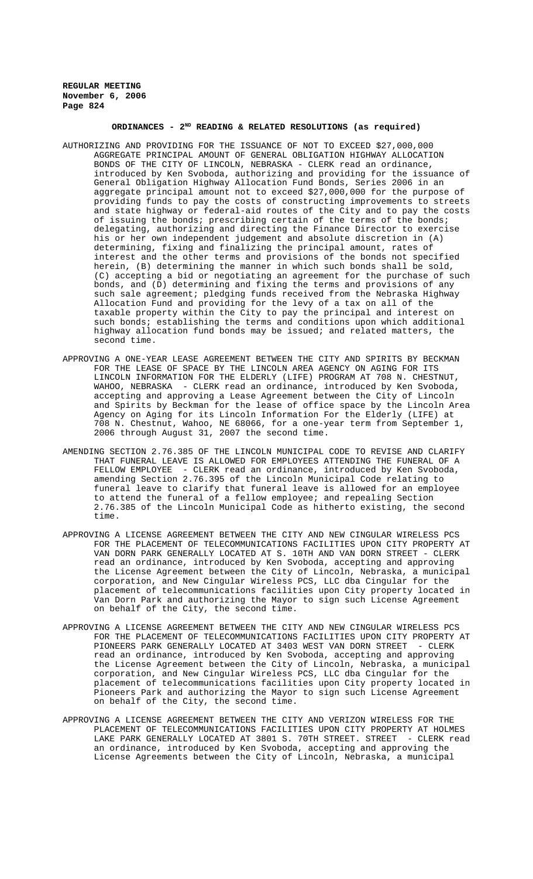**ORDINANCES - 2ND READING & RELATED RESOLUTIONS (as required)**

AUTHORIZING AND PROVIDING FOR THE ISSUANCE OF NOT TO EXCEED $27,000,000 AGGREGATE PRINCIPAL AMOUNT OF GENERAL OBLIGATION HIGHWAY ALLOCATION BONDS OF THE CITY OF LINCOLN, NEBRASKA - CLERK read an ordinance, introduced by Ken Svoboda, authorizing and providing for the issuance of General Obligation Highway Allocation Fund Bonds, Series 2006 in an aggregate principal amount not to exceed $27,000,000 for the purpose of providing funds to pay the costs of constructing improvements to streets and state highway or federal-aid routes of the City and to pay the costs of issuing the bonds; prescribing certain of the terms of the bonds; delegating, authorizing and directing the Finance Director to exercise his or her own independent judgement and absolute discretion in (A) determining, fixing and finalizing the principal amount, rates of interest and the other terms and provisions of the bonds not specified herein, (B) determining the manner in which such bonds shall be sold, (C) accepting a bid or negotiating an agreement for the purchase of such bonds, and (D) determining and fixing the terms and provisions of any such sale agreement; pledging funds received from the Nebraska Highway Allocation Fund and providing for the levy of a tax on all of the taxable property within the City to pay the principal and interest on such bonds; establishing the terms and conditions upon which additional highway allocation fund bonds may be issued; and related matters, the second time.

APPROVING A ONE-YEAR LEASE AGREEMENT BETWEEN THE CITY AND SPIRITS BY BECKMAN FOR THE LEASE OF SPACE BY THE LINCOLN AREA AGENCY ON AGING FOR ITS LINCOLN INFORMATION FOR THE ELDERLY (LIFE) PROGRAM AT 708 N. CHESTNUT, WAHOO, NEBRASKA - CLERK read an ordinance, introduced by Ken Svoboda, accepting and approving a Lease Agreement between the City of Lincoln and Spirits by Beckman for the lease of office space by the Lincoln Area Agency on Aging for its Lincoln Information For the Elderly (LIFE) at 708 N. Chestnut, Wahoo, NE 68066, for a one-year term from September 1, 2006 through August 31, 2007 the second time.

AMENDING SECTION 2.76.385 OF THE LINCOLN MUNICIPAL CODE TO REVISE AND CLARIFY THAT FUNERAL LEAVE IS ALLOWED FOR EMPLOYEES ATTENDING THE FUNERAL OF A FELLOW EMPLOYEE - CLERK read an ordinance, introduced by Ken Svoboda, amending Section 2.76.395 of the Lincoln Municipal Code relating to funeral leave to clarify that funeral leave is allowed for an employee to attend the funeral of a fellow employee; and repealing Section 2.76.385 of the Lincoln Municipal Code as hitherto existing, the second time.

APPROVING A LICENSE AGREEMENT BETWEEN THE CITY AND NEW CINGULAR WIRELESS PCS FOR THE PLACEMENT OF TELECOMMUNICATIONS FACILITIES UPON CITY PROPERTY AT VAN DORN PARK GENERALLY LOCATED AT S. 10TH AND VAN DORN STREET - CLERK read an ordinance, introduced by Ken Svoboda, accepting and approving the License Agreement between the City of Lincoln, Nebraska, a municipal corporation, and New Cingular Wireless PCS, LLC dba Cingular for the placement of telecommunications facilities upon City property located in Van Dorn Park and authorizing the Mayor to sign such License Agreement on behalf of the City, the second time.

APPROVING A LICENSE AGREEMENT BETWEEN THE CITY AND NEW CINGULAR WIRELESS PCS FOR THE PLACEMENT OF TELECOMMUNICATIONS FACILITIES UPON CITY PROPERTY AT PIONEERS PARK GENERALLY LOCATED AT 3403 WEST VAN DORN STREET - CLERK read an ordinance, introduced by Ken Svoboda, accepting and approving the License Agreement between the City of Lincoln, Nebraska, a municipal corporation, and New Cingular Wireless PCS, LLC dba Cingular for the placement of telecommunications facilities upon City property located in Pioneers Park and authorizing the Mayor to sign such License Agreement on behalf of the City, the second time.

APPROVING A LICENSE AGREEMENT BETWEEN THE CITY AND VERIZON WIRELESS FOR THE PLACEMENT OF TELECOMMUNICATIONS FACILITIES UPON CITY PROPERTY AT HOLMES LAKE PARK GENERALLY LOCATED AT 3801 S. 70TH STREET. STREET - CLERK read an ordinance, introduced by Ken Svoboda, accepting and approving the License Agreements between the City of Lincoln, Nebraska, a municipal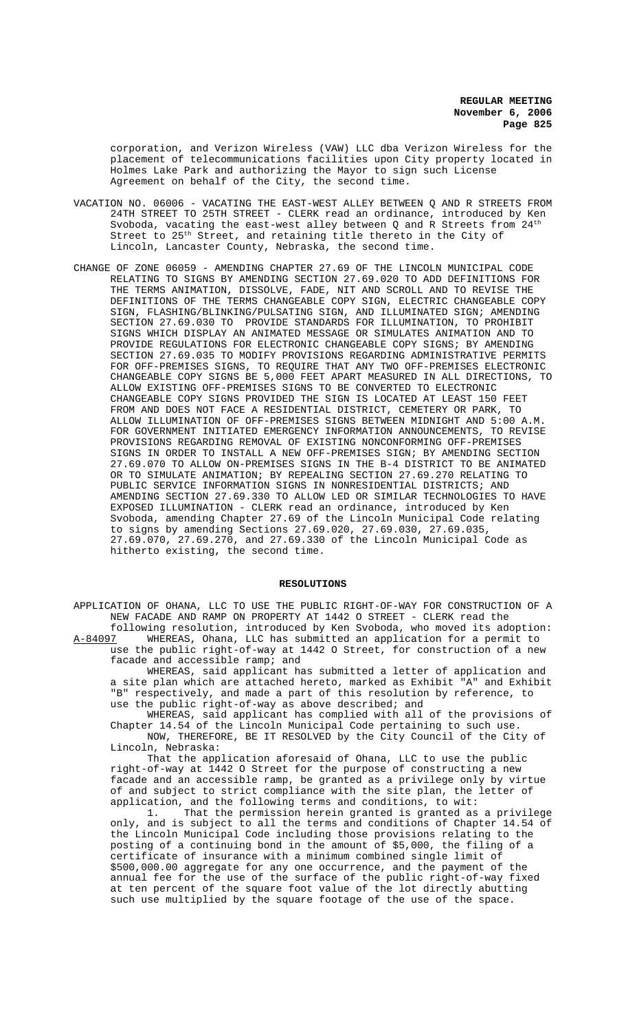corporation, and Verizon Wireless (VAW) LLC dba Verizon Wireless for the placement of telecommunications facilities upon City property located in Holmes Lake Park and authorizing the Mayor to sign such License Agreement on behalf of the City, the second time.

VACATION NO. 06006 - VACATING THE EAST-WEST ALLEY BETWEEN Q AND R STREETS FROM 24TH STREET TO 25TH STREET - CLERK read an ordinance, introduced by Ken Svoboda, vacating the east-west alley between Q and R Streets from 24th Street to 25th Street, and retaining title thereto in the City of Lincoln, Lancaster County, Nebraska, the second time.

CHANGE OF ZONE 06059 - AMENDING CHAPTER 27.69 OF THE LINCOLN MUNICIPAL CODE RELATING TO SIGNS BY AMENDING SECTION 27.69.020 TO ADD DEFINITIONS FOR THE TERMS ANIMATION, DISSOLVE, FADE, NIT AND SCROLL AND TO REVISE THE DEFINITIONS OF THE TERMS CHANGEABLE COPY SIGN, ELECTRIC CHANGEABLE COPY SIGN, FLASHING/BLINKING/PULSATING SIGN, AND ILLUMINATED SIGN; AMENDING SECTION 27.69.030 TO PROVIDE STANDARDS FOR ILLUMINATION, TO PROHIBIT SIGNS WHICH DISPLAY AN ANIMATED MESSAGE OR SIMULATES ANIMATION AND TO PROVIDE REGULATIONS FOR ELECTRONIC CHANGEABLE COPY SIGNS; BY AMENDING SECTION 27.69.035 TO MODIFY PROVISIONS REGARDING ADMINISTRATIVE PERMITS FOR OFF-PREMISES SIGNS, TO REQUIRE THAT ANY TWO OFF-PREMISES ELECTRONIC CHANGEABLE COPY SIGNS BE 5,000 FEET APART MEASURED IN ALL DIRECTIONS, TO ALLOW EXISTING OFF-PREMISES SIGNS TO BE CONVERTED TO ELECTRONIC CHANGEABLE COPY SIGNS PROVIDED THE SIGN IS LOCATED AT LEAST 150 FEET FROM AND DOES NOT FACE A RESIDENTIAL DISTRICT, CEMETERY OR PARK, TO ALLOW ILLUMINATION OF OFF-PREMISES SIGNS BETWEEN MIDNIGHT AND 5:00 A.M. FOR GOVERNMENT INITIATED EMERGENCY INFORMATION ANNOUNCEMENTS, TO REVISE PROVISIONS REGARDING REMOVAL OF EXISTING NONCONFORMING OFF-PREMISES SIGNS IN ORDER TO INSTALL A NEW OFF-PREMISES SIGN; BY AMENDING SECTION 27.69.070 TO ALLOW ON-PREMISES SIGNS IN THE B-4 DISTRICT TO BE ANIMATED OR TO SIMULATE ANIMATION; BY REPEALING SECTION 27.69.270 RELATING TO PUBLIC SERVICE INFORMATION SIGNS IN NONRESIDENTIAL DISTRICTS; AND AMENDING SECTION 27.69.330 TO ALLOW LED OR SIMILAR TECHNOLOGIES TO HAVE EXPOSED ILLUMINATION - CLERK read an ordinance, introduced by Ken Svoboda, amending Chapter 27.69 of the Lincoln Municipal Code relating to signs by amending Sections 27.69.020, 27.69.030, 27.69.035, 27.69.070, 27.69.270, and 27.69.330 of the Lincoln Municipal Code as hitherto existing, the second time.

## RESOLUTIONS

APPLICATION OF OHANA, LLC TO USE THE PUBLIC RIGHT-OF-WAY FOR CONSTRUCTION OF A NEW FACADE AND RAMP ON PROPERTY AT 1442 O STREET - CLERK read the following resolution, introduced by Ken Svoboda, who moved its adoption:

A-84097 WHEREAS, Ohana, LLC has submitted an application for a permit to use the public right-of-way at 1442 O Street, for construction of a new facade and accessible ramp; and

WHEREAS, said applicant has submitted a letter of application and a site plan which are attached hereto, marked as Exhibit "A" and Exhibit "B" respectively, and made a part of this resolution by reference, to use the public right-of-way as above described; and

WHEREAS, said applicant has complied with all of the provisions of Chapter 14.54 of the Lincoln Municipal Code pertaining to such use.

NOW, THEREFORE, BE IT RESOLVED by the City Council of the City of Lincoln, Nebraska:

That the application aforesaid of Ohana, LLC to use the public right-of-way at 1442 O Street for the purpose of constructing a new facade and an accessible ramp, be granted as a privilege only by virtue of and subject to strict compliance with the site plan, the letter of application, and the following terms and conditions, to wit:

1. That the permission herein granted is granted as a privilege only, and is subject to all the terms and conditions of Chapter 14.54 of the Lincoln Municipal Code including those provisions relating to the posting of a continuing bond in the amount of $5,000, the filing of a certificate of insurance with a minimum combined single limit of $500,000.00 aggregate for any one occurrence, and the payment of the annual fee for the use of the surface of the public right-of-way fixed at ten percent of the square foot value of the lot directly abutting such use multiplied by the square footage of the use of the space.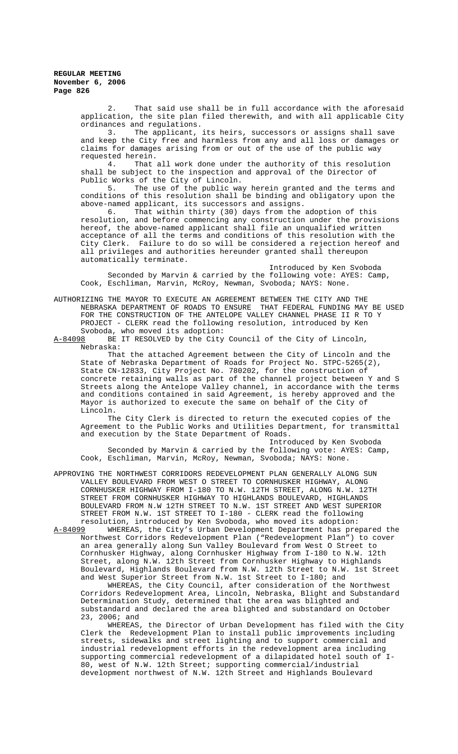2. That said use shall be in full accordance with the aforesaid application, the site plan filed therewith, and with all applicable City ordinances and regulations.

3. The applicant, its heirs, successors or assigns shall save and keep the City free and harmless from any and all loss or damages or claims for damages arising from or out of the use of the public way requested herein.

4. That all work done under the authority of this resolution shall be subject to the inspection and approval of the Director of Public Works of the City of Lincoln.

5. The use of the public way herein granted and the terms and conditions of this resolution shall be binding and obligatory upon the above-named applicant, its successors and assigns.

6. That within thirty (30) days from the adoption of this resolution, and before commencing any construction under the provisions hereof, the above-named applicant shall file an unqualified written acceptance of all the terms and conditions of this resolution with the City Clerk. Failure to do so will be considered a rejection hereof and all privileges and authorities hereunder granted shall thereupon automatically terminate.

Introduced by Ken Svoboda

Seconded by Marvin & carried by the following vote: AYES: Camp, Cook, Eschliman, Marvin, McRoy, Newman, Svoboda; NAYS: None.

AUTHORIZING THE MAYOR TO EXECUTE AN AGREEMENT BETWEEN THE CITY AND THE NEBRASKA DEPARTMENT OF ROADS TO ENSURE THAT FEDERAL FUNDING MAY BE USED FOR THE CONSTRUCTION OF THE ANTELOPE VALLEY CHANNEL PHASE II R TO Y PROJECT - CLERK read the following resolution, introduced by Ken Svoboda, who moved its adoption:

A-84098 BE IT RESOLVED by the City Council of the City of Lincoln, Nebraska:

That the attached Agreement between the City of Lincoln and the State of Nebraska Department of Roads for Project No. STPC-5265(2), State CN-12833, City Project No. 780202, for the construction of concrete retaining walls as part of the channel project between Y and S Streets along the Antelope Valley channel, in accordance with the terms and conditions contained in said Agreement, is hereby approved and the Mayor is authorized to execute the same on behalf of the City of Lincoln.

The City Clerk is directed to return the executed copies of the Agreement to the Public Works and Utilities Department, for transmittal and execution by the State Department of Roads.

Introduced by Ken Svoboda

Seconded by Marvin & carried by the following vote: AYES: Camp, Cook, Eschliman, Marvin, McRoy, Newman, Svoboda; NAYS: None.

APPROVING THE NORTHWEST CORRIDORS REDEVELOPMENT PLAN GENERALLY ALONG SUN VALLEY BOULEVARD FROM WEST O STREET TO CORNHUSKER HIGHWAY, ALONG CORNHUSKER HIGHWAY FROM I-180 TO N.W. 12TH STREET, ALONG N.W. 12TH STREET FROM CORNHUSKER HIGHWAY TO HIGHLANDS BOULEVARD, HIGHLANDS BOULEVARD FROM N.W 12TH STREET TO N.W. 1ST STREET AND WEST SUPERIOR STREET FROM N.W. 1ST STREET TO I-180 - CLERK read the following resolution, introduced by Ken Svoboda, who moved its adoption:

A-84099 WHEREAS, the City's Urban Development Department has prepared the Northwest Corridors Redevelopment Plan ("Redevelopment Plan") to cover an area generally along Sun Valley Boulevard from West O Street to Cornhusker Highway, along Cornhusker Highway from I-180 to N.W. 12th Street, along N.W. 12th Street from Cornhusker Highway to Highlands Boulevard, Highlands Boulevard from N.W. 12th Street to N.W. 1st Street and West Superior Street from N.W. 1st Street to I-180; and

WHEREAS, the City Council, after consideration of the Northwest Corridors Redevelopment Area, Lincoln, Nebraska, Blight and Substandard Determination Study, determined that the area was blighted and substandard and declared the area blighted and substandard on October 23, 2006; and

WHEREAS, the Director of Urban Development has filed with the City Clerk the Redevelopment Plan to install public improvements including streets, sidewalks and street lighting and to support commercial and industrial redevelopment efforts in the redevelopment area including supporting commercial redevelopment of a dilapidated hotel south of I-80, west of N.W. 12th Street; supporting commercial/industrial development northwest of N.W. 12th Street and Highlands Boulevard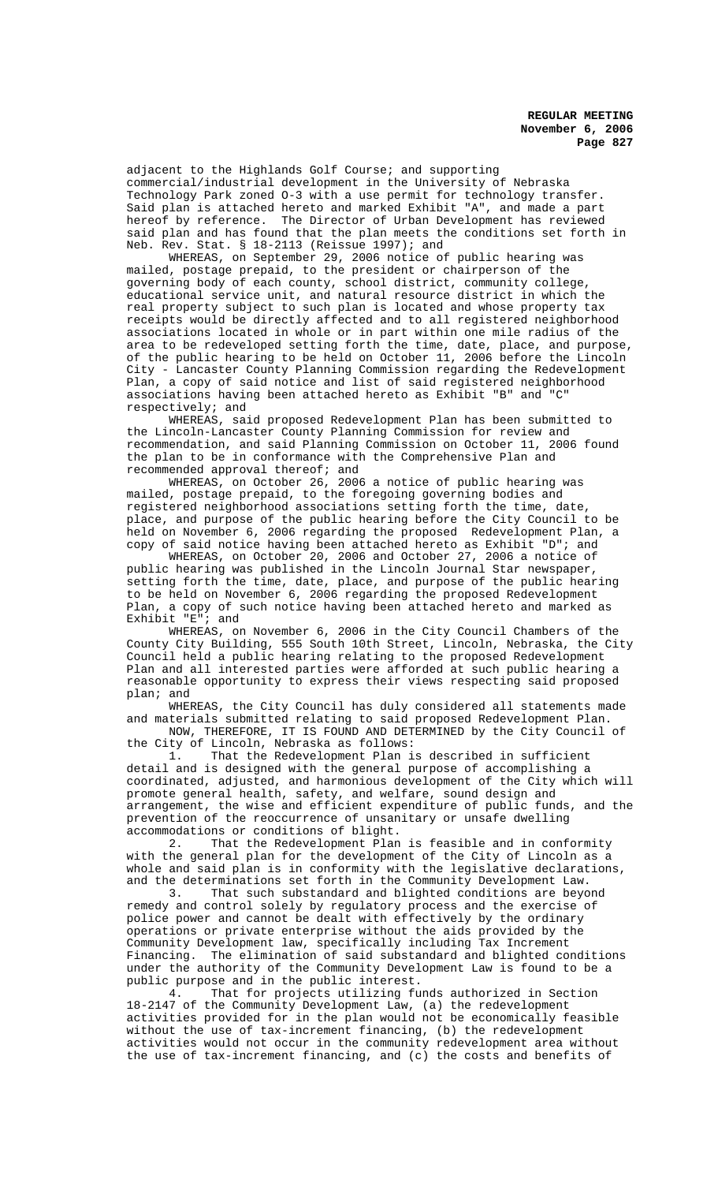adjacent to the Highlands Golf Course; and supporting commercial/industrial development in the University of Nebraska Technology Park zoned O-3 with a use permit for technology transfer. Said plan is attached hereto and marked Exhibit "A", and made a part hereof by reference. The Director of Urban Development has reviewed said plan and has found that the plan meets the conditions set forth in Neb. Rev. Stat. § 18-2113 (Reissue 1997); and

WHEREAS, on September 29, 2006 notice of public hearing was mailed, postage prepaid, to the president or chairperson of the governing body of each county, school district, community college, educational service unit, and natural resource district in which the real property subject to such plan is located and whose property tax receipts would be directly affected and to all registered neighborhood associations located in whole or in part within one mile radius of the area to be redeveloped setting forth the time, date, place, and purpose, of the public hearing to be held on October 11, 2006 before the Lincoln City - Lancaster County Planning Commission regarding the Redevelopment Plan, a copy of said notice and list of said registered neighborhood associations having been attached hereto as Exhibit "B" and "C" respectively; and

WHEREAS, said proposed Redevelopment Plan has been submitted to the Lincoln-Lancaster County Planning Commission for review and recommendation, and said Planning Commission on October 11, 2006 found the plan to be in conformance with the Comprehensive Plan and recommended approval thereof; and

WHEREAS, on October 26, 2006 a notice of public hearing was mailed, postage prepaid, to the foregoing governing bodies and registered neighborhood associations setting forth the time, date, place, and purpose of the public hearing before the City Council to be held on November 6, 2006 regarding the proposed Redevelopment Plan, a copy of said notice having been attached hereto as Exhibit "D"; and

WHEREAS, on October 20, 2006 and October 27, 2006 a notice of public hearing was published in the Lincoln Journal Star newspaper, setting forth the time, date, place, and purpose of the public hearing to be held on November 6, 2006 regarding the proposed Redevelopment Plan, a copy of such notice having been attached hereto and marked as Exhibit "E"; and

WHEREAS, on November 6, 2006 in the City Council Chambers of the County City Building, 555 South 10th Street, Lincoln, Nebraska, the City Council held a public hearing relating to the proposed Redevelopment Plan and all interested parties were afforded at such public hearing a reasonable opportunity to express their views respecting said proposed plan; and

WHEREAS, the City Council has duly considered all statements made and materials submitted relating to said proposed Redevelopment Plan.

NOW, THEREFORE, IT IS FOUND AND DETERMINED by the City Council of the City of Lincoln, Nebraska as follows:

1. That the Redevelopment Plan is described in sufficient detail and is designed with the general purpose of accomplishing a coordinated, adjusted, and harmonious development of the City which will promote general health, safety, and welfare, sound design and arrangement, the wise and efficient expenditure of public funds, and the prevention of the reoccurrence of unsanitary or unsafe dwelling accommodations or conditions of blight.

2. That the Redevelopment Plan is feasible and in conformity with the general plan for the development of the City of Lincoln as a whole and said plan is in conformity with the legislative declarations, and the determinations set forth in the Community Development Law.

3. That such substandard and blighted conditions are beyond remedy and control solely by regulatory process and the exercise of police power and cannot be dealt with effectively by the ordinary operations or private enterprise without the aids provided by the Community Development law, specifically including Tax Increment Financing. The elimination of said substandard and blighted conditions under the authority of the Community Development Law is found to be a public purpose and in the public interest.

4. That for projects utilizing funds authorized in Section 18-2147 of the Community Development Law, (a) the redevelopment activities provided for in the plan would not be economically feasible without the use of tax-increment financing, (b) the redevelopment activities would not occur in the community redevelopment area without the use of tax-increment financing, and (c) the costs and benefits of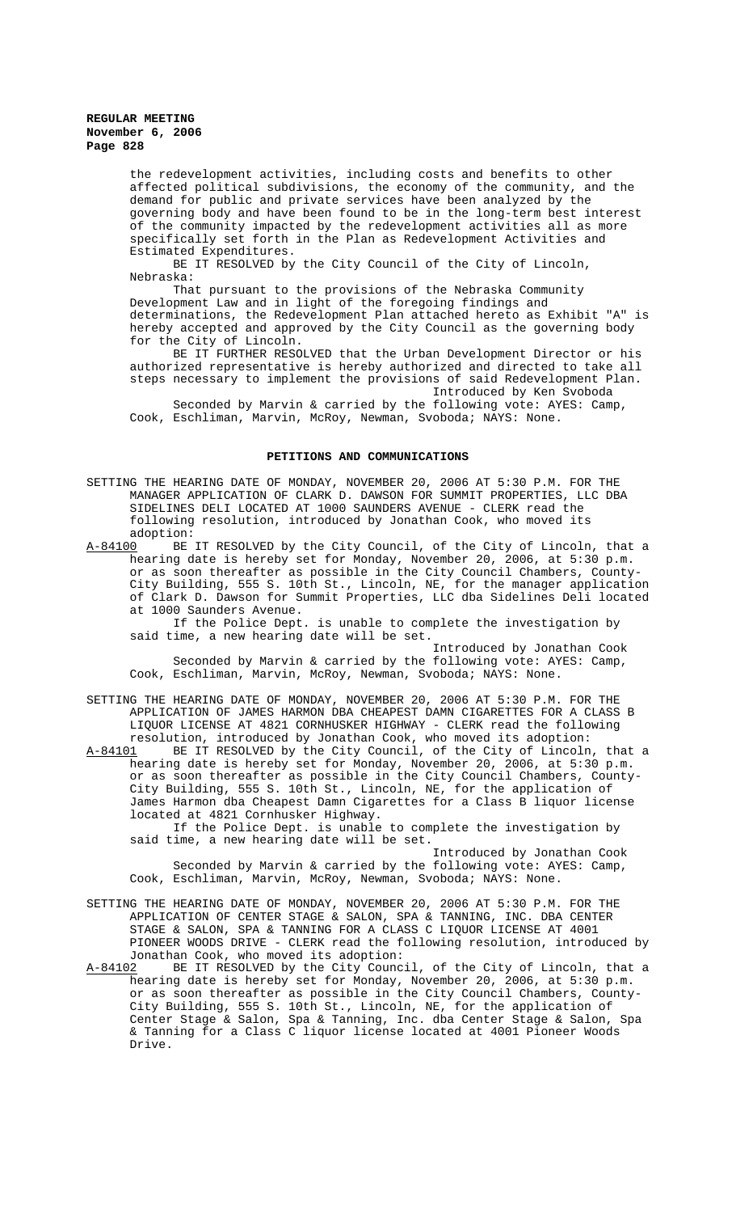the redevelopment activities, including costs and benefits to other affected political subdivisions, the economy of the community, and the demand for public and private services have been analyzed by the governing body and have been found to be in the long-term best interest of the community impacted by the redevelopment activities all as more specifically set forth in the Plan as Redevelopment Activities and Estimated Expenditures.

BE IT RESOLVED by the City Council of the City of Lincoln, Nebraska:

That pursuant to the provisions of the Nebraska Community Development Law and in light of the foregoing findings and determinations, the Redevelopment Plan attached hereto as Exhibit "A" is hereby accepted and approved by the City Council as the governing body for the City of Lincoln.

BE IT FURTHER RESOLVED that the Urban Development Director or his authorized representative is hereby authorized and directed to take all steps necessary to implement the provisions of said Redevelopment Plan.

Introduced by Ken Svoboda

Seconded by Marvin & carried by the following vote: AYES: Camp, Cook, Eschliman, Marvin, McRoy, Newman, Svoboda; NAYS: None.

## PETITIONS AND COMMUNICATIONS

SETTING THE HEARING DATE OF MONDAY, NOVEMBER 20, 2006 AT 5:30 P.M. FOR THE MANAGER APPLICATION OF CLARK D. DAWSON FOR SUMMIT PROPERTIES, LLC DBA SIDELINES DELI LOCATED AT 1000 SAUNDERS AVENUE - CLERK read the following resolution, introduced by Jonathan Cook, who moved its adoption:

A-84100 BE IT RESOLVED by the City Council, of the City of Lincoln, that a hearing date is hereby set for Monday, November 20, 2006, at 5:30 p.m. or as soon thereafter as possible in the City Council Chambers, County-City Building, 555 S. 10th St., Lincoln, NE, for the manager application of Clark D. Dawson for Summit Properties, LLC dba Sidelines Deli located at 1000 Saunders Avenue.

If the Police Dept. is unable to complete the investigation by said time, a new hearing date will be set.

Introduced by Jonathan Cook

Seconded by Marvin & carried by the following vote: AYES: Camp, Cook, Eschliman, Marvin, McRoy, Newman, Svoboda; NAYS: None.

SETTING THE HEARING DATE OF MONDAY, NOVEMBER 20, 2006 AT 5:30 P.M. FOR THE APPLICATION OF JAMES HARMON DBA CHEAPEST DAMN CIGARETTES FOR A CLASS B LIQUOR LICENSE AT 4821 CORNHUSKER HIGHWAY - CLERK read the following resolution, introduced by Jonathan Cook, who moved its adoption:

A-84101 BE IT RESOLVED by the City Council, of the City of Lincoln, that a hearing date is hereby set for Monday, November 20, 2006, at 5:30 p.m. or as soon thereafter as possible in the City Council Chambers, County-City Building, 555 S. 10th St., Lincoln, NE, for the application of James Harmon dba Cheapest Damn Cigarettes for a Class B liquor license located at 4821 Cornhusker Highway.

If the Police Dept. is unable to complete the investigation by said time, a new hearing date will be set.

Introduced by Jonathan Cook

Seconded by Marvin & carried by the following vote: AYES: Camp, Cook, Eschliman, Marvin, McRoy, Newman, Svoboda; NAYS: None.

SETTING THE HEARING DATE OF MONDAY, NOVEMBER 20, 2006 AT 5:30 P.M. FOR THE APPLICATION OF CENTER STAGE & SALON, SPA & TANNING, INC. DBA CENTER STAGE & SALON, SPA & TANNING FOR A CLASS C LIQUOR LICENSE AT 4001 PIONEER WOODS DRIVE - CLERK read the following resolution, introduced by Jonathan Cook, who moved its adoption:

A-84102 BE IT RESOLVED by the City Council, of the City of Lincoln, that a hearing date is hereby set for Monday, November 20, 2006, at 5:30 p.m. or as soon thereafter as possible in the City Council Chambers, County-City Building, 555 S. 10th St., Lincoln, NE, for the application of Center Stage & Salon, Spa & Tanning, Inc. dba Center Stage & Salon, Spa & Tanning for a Class C liquor license located at 4001 Pioneer Woods Drive.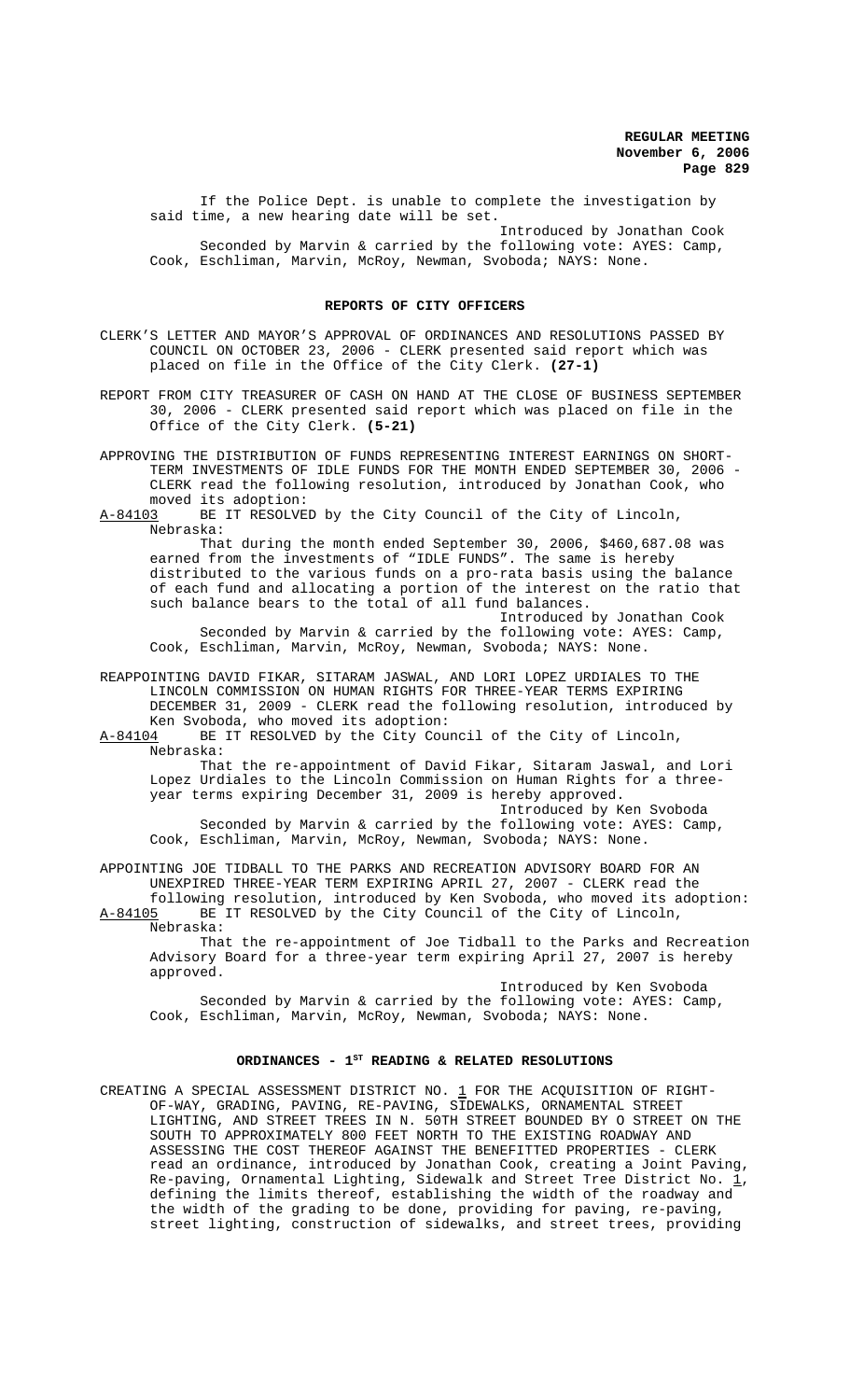If the Police Dept. is unable to complete the investigation by said time, a new hearing date will be set.

Introduced by Jonathan Cook

Seconded by Marvin & carried by the following vote: AYES: Camp, Cook, Eschliman, Marvin, McRoy, Newman, Svoboda; NAYS: None.

## REPORTS OF CITY OFFICERS

CLERK'S LETTER AND MAYOR'S APPROVAL OF ORDINANCES AND RESOLUTIONS PASSED BY COUNCIL ON OCTOBER 23, 2006 - CLERK presented said report which was placed on file in the Office of the City Clerk. **(27-1)**

REPORT FROM CITY TREASURER OF CASH ON HAND AT THE CLOSE OF BUSINESS SEPTEMBER 30, 2006 - CLERK presented said report which was placed on file in the Office of the City Clerk. **(5-21)**

APPROVING THE DISTRIBUTION OF FUNDS REPRESENTING INTEREST EARNINGS ON SHORT-TERM INVESTMENTS OF IDLE FUNDS FOR THE MONTH ENDED SEPTEMBER 30, 2006 - CLERK read the following resolution, introduced by Jonathan Cook, who moved its adoption:

A-84103 BE IT RESOLVED by the City Council of the City of Lincoln, Nebraska:

That during the month ended September 30, 2006, $460,687.08 was earned from the investments of "IDLE FUNDS". The same is hereby distributed to the various funds on a pro-rata basis using the balance of each fund and allocating a portion of the interest on the ratio that such balance bears to the total of all fund balances.

Introduced by Jonathan Cook

Seconded by Marvin & carried by the following vote: AYES: Camp, Cook, Eschliman, Marvin, McRoy, Newman, Svoboda; NAYS: None.

REAPPOINTING DAVID FIKAR, SITARAM JASWAL, AND LORI LOPEZ URDIALES TO THE LINCOLN COMMISSION ON HUMAN RIGHTS FOR THREE-YEAR TERMS EXPIRING DECEMBER 31, 2009 - CLERK read the following resolution, introduced by Ken Svoboda, who moved its adoption:

A-84104 BE IT RESOLVED by the City Council of the City of Lincoln, Nebraska:

That the re-appointment of David Fikar, Sitaram Jaswal, and Lori Lopez Urdiales to the Lincoln Commission on Human Rights for a three-year terms expiring December 31, 2009 is hereby approved.

Introduced by Ken Svoboda

Seconded by Marvin & carried by the following vote: AYES: Camp, Cook, Eschliman, Marvin, McRoy, Newman, Svoboda; NAYS: None.

APPOINTING JOE TIDBALL TO THE PARKS AND RECREATION ADVISORY BOARD FOR AN UNEXPIRED THREE-YEAR TERM EXPIRING APRIL 27, 2007 - CLERK read the following resolution, introduced by Ken Svoboda, who moved its adoption:

A-84105 BE IT RESOLVED by the City Council of the City of Lincoln, Nebraska:

That the re-appointment of Joe Tidball to the Parks and Recreation Advisory Board for a three-year term expiring April 27, 2007 is hereby approved.

Introduced by Ken Svoboda

Seconded by Marvin & carried by the following vote: AYES: Camp, Cook, Eschliman, Marvin, McRoy, Newman, Svoboda; NAYS: None.

## ORDINANCES - 1ST READING & RELATED RESOLUTIONS

CREATING A SPECIAL ASSESSMENT DISTRICT NO. 1 FOR THE ACQUISITION OF RIGHT-OF-WAY, GRADING, PAVING, RE-PAVING, SIDEWALKS, ORNAMENTAL STREET LIGHTING, AND STREET TREES IN N. 50TH STREET BOUNDED BY O STREET ON THE SOUTH TO APPROXIMATELY 800 FEET NORTH TO THE EXISTING ROADWAY AND ASSESSING THE COST THEREOF AGAINST THE BENEFITTED PROPERTIES - CLERK read an ordinance, introduced by Jonathan Cook, creating a Joint Paving, Re-paving, Ornamental Lighting, Sidewalk and Street Tree District No. 1, defining the limits thereof, establishing the width of the roadway and the width of the grading to be done, providing for paving, re-paving, street lighting, construction of sidewalks, and street trees, providing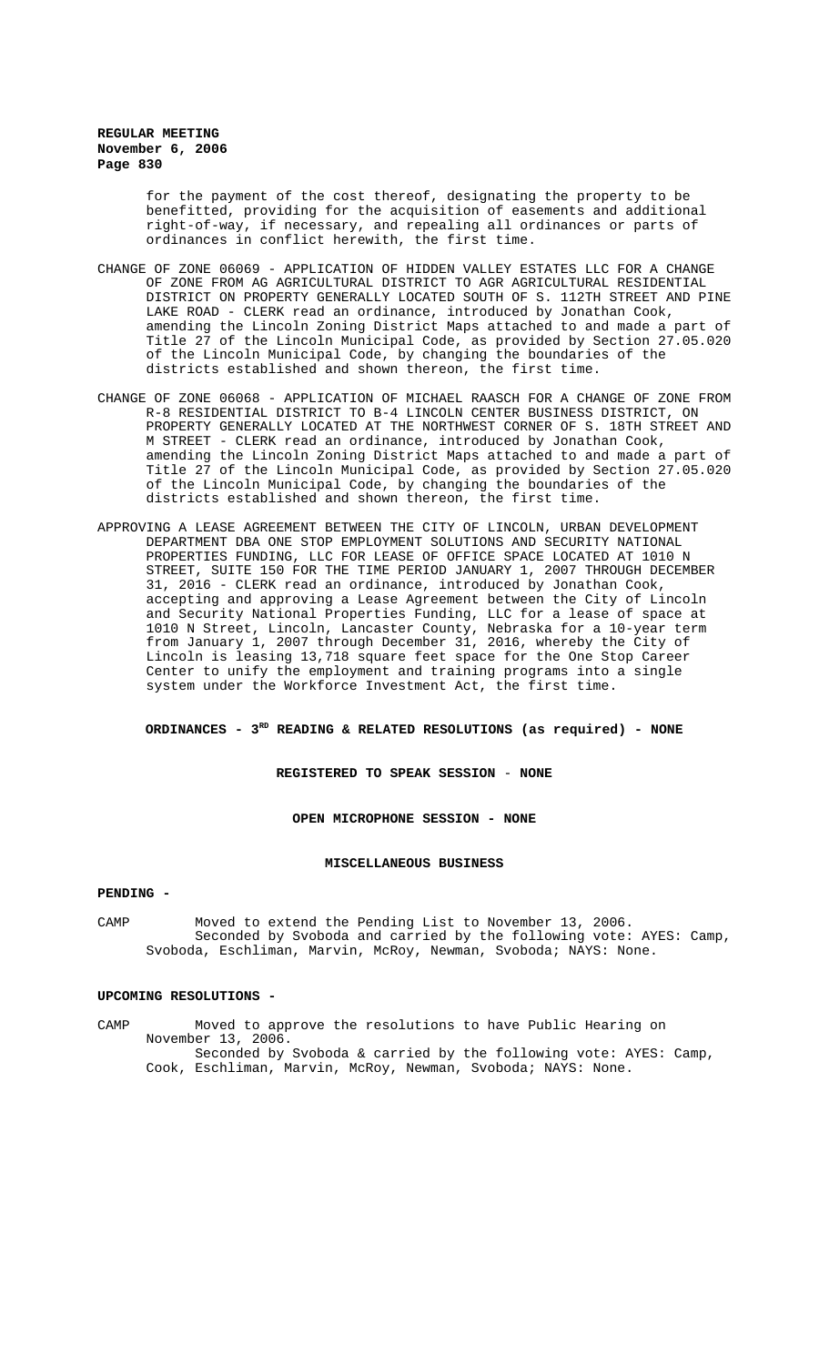for the payment of the cost thereof, designating the property to be benefitted, providing for the acquisition of easements and additional right-of-way, if necessary, and repealing all ordinances or parts of ordinances in conflict herewith, the first time.

CHANGE OF ZONE 06069 - APPLICATION OF HIDDEN VALLEY ESTATES LLC FOR A CHANGE OF ZONE FROM AG AGRICULTURAL DISTRICT TO AGR AGRICULTURAL RESIDENTIAL DISTRICT ON PROPERTY GENERALLY LOCATED SOUTH OF S. 112TH STREET AND PINE LAKE ROAD - CLERK read an ordinance, introduced by Jonathan Cook, amending the Lincoln Zoning District Maps attached to and made a part of Title 27 of the Lincoln Municipal Code, as provided by Section 27.05.020 of the Lincoln Municipal Code, by changing the boundaries of the districts established and shown thereon, the first time.

CHANGE OF ZONE 06068 - APPLICATION OF MICHAEL RAASCH FOR A CHANGE OF ZONE FROM R-8 RESIDENTIAL DISTRICT TO B-4 LINCOLN CENTER BUSINESS DISTRICT, ON PROPERTY GENERALLY LOCATED AT THE NORTHWEST CORNER OF S. 18TH STREET AND M STREET - CLERK read an ordinance, introduced by Jonathan Cook, amending the Lincoln Zoning District Maps attached to and made a part of Title 27 of the Lincoln Municipal Code, as provided by Section 27.05.020 of the Lincoln Municipal Code, by changing the boundaries of the districts established and shown thereon, the first time.

APPROVING A LEASE AGREEMENT BETWEEN THE CITY OF LINCOLN, URBAN DEVELOPMENT DEPARTMENT DBA ONE STOP EMPLOYMENT SOLUTIONS AND SECURITY NATIONAL PROPERTIES FUNDING, LLC FOR LEASE OF OFFICE SPACE LOCATED AT 1010 N STREET, SUITE 150 FOR THE TIME PERIOD JANUARY 1, 2007 THROUGH DECEMBER 31, 2016 - CLERK read an ordinance, introduced by Jonathan Cook, accepting and approving a Lease Agreement between the City of Lincoln and Security National Properties Funding, LLC for a lease of space at 1010 N Street, Lincoln, Lancaster County, Nebraska for a 10-year term from January 1, 2007 through December 31, 2016, whereby the City of Lincoln is leasing 13,718 square feet space for the One Stop Career Center to unify the employment and training programs into a single system under the Workforce Investment Act, the first time.

**ORDINANCES - 3RD READING & RELATED RESOLUTIONS (as required) - NONE**

**REGISTERED TO SPEAK SESSION - NONE**

**OPEN MICROPHONE SESSION - NONE**

**MISCELLANEOUS BUSINESS**

**PENDING -**

CAMP Moved to extend the Pending List to November 13, 2006.
Seconded by Svoboda and carried by the following vote: AYES: Camp, Svoboda, Eschliman, Marvin, McRoy, Newman, Svoboda; NAYS: None.

**UPCOMING RESOLUTIONS -**

CAMP Moved to approve the resolutions to have Public Hearing on November 13, 2006.
Seconded by Svoboda & carried by the following vote: AYES: Camp, Cook, Eschliman, Marvin, McRoy, Newman, Svoboda; NAYS: None.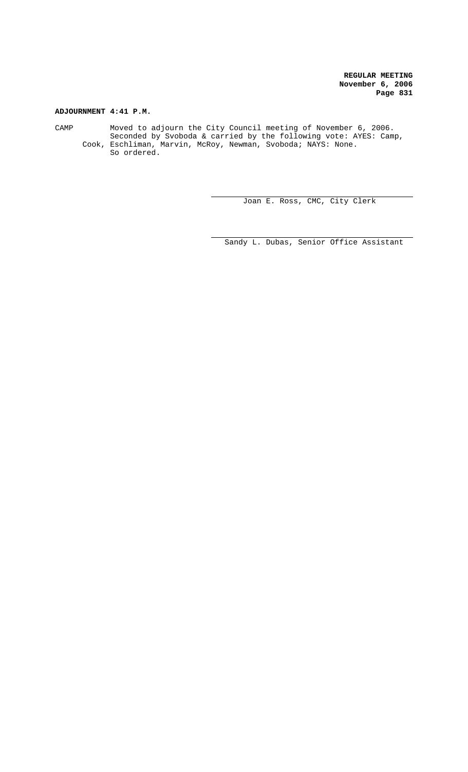**ADJOURNMENT 4:41 P.M.**

CAMP Moved to adjourn the City Council meeting of November 6, 2006. Seconded by Svoboda & carried by the following vote: AYES: Camp, Cook, Eschliman, Marvin, McRoy, Newman, Svoboda; NAYS: None. So ordered.

Joan E. Ross, CMC, City Clerk

Sandy L. Dubas, Senior Office Assistant